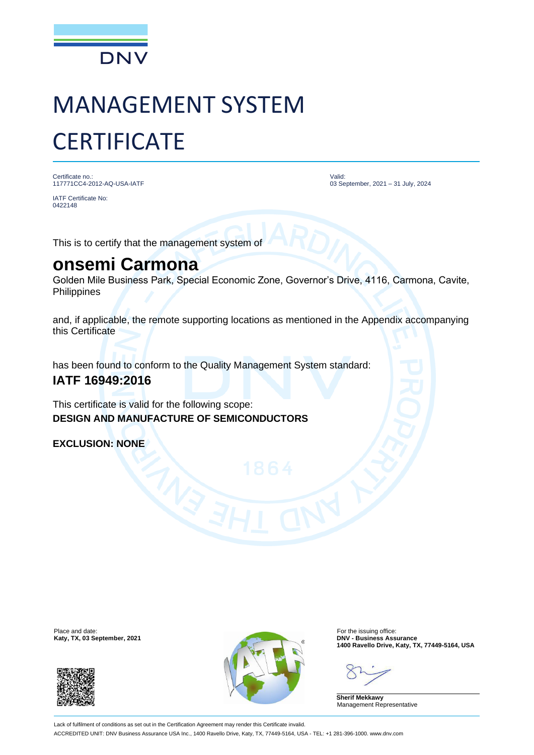DNV

# MANAGEMENT SYSTEM CERTIFICATE

Certificate no.:
117771CC4-2012-AQ-USA-IATF

IATF Certificate No:
0422148

Valid:
03 September, 2021 – 31 July, 2024

This is to certify that the management system of

## onsemi Carmona

Golden Mile Business Park, Special Economic Zone, Governor's Drive, 4116, Carmona, Cavite, Philippines

and, if applicable, the remote supporting locations as mentioned in the Appendix accompanying this Certificate

has been found to conform to the Quality Management System standard:

**IATF 16949:2016**

This certificate is valid for the following scope:
**DESIGN AND MANUFACTURE OF SEMICONDUCTORS**

**EXCLUSION: NONE**

Place and date:
**Katy, TX, 03 September, 2021**

For the issuing office:
**DNV - Business Assurance**
**1400 Ravello Drive, Katy, TX, 77449-5164, USA**

**Sherif Mekkawy**
Management Representative

Lack of fulfilment of conditions as set out in the Certification Agreement may render this Certificate invalid.
ACCREDITED UNIT: DNV Business Assurance USA Inc., 1400 Ravello Drive, Katy, TX, 77449-5164, USA - TEL: +1 281-396-1000. www.dnv.com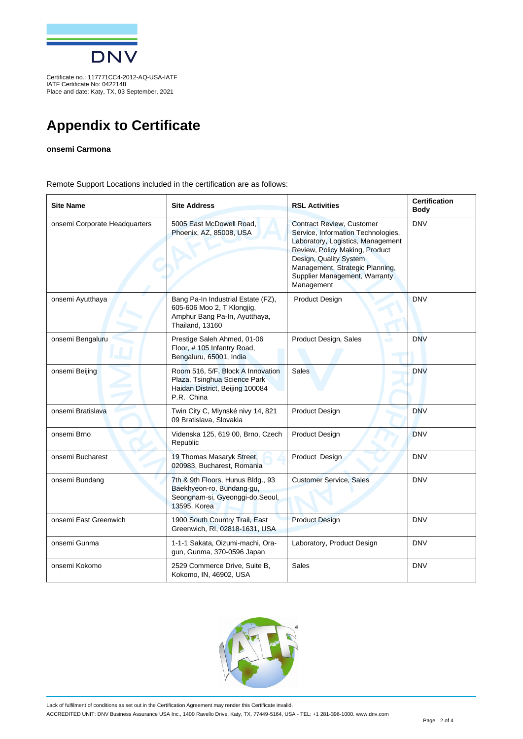Certificate no.: 117771CC4-2012-AQ-USA-IATF
IATF Certificate No: 0422148
Place and date: Katy, TX, 03 September, 2021

# Appendix to Certificate

**onsemi Carmona**

Remote Support Locations included in the certification are as follows:

| Site Name | Site Address | RSL Activities | Certification Body |
|---|---|---|---|
| onsemi Corporate Headquarters | 5005 East McDowell Road, Phoenix, AZ, 85008, USA | Contract Review, Customer Service, Information Technologies, Laboratory, Logistics, Management Review, Policy Making, Product Design, Quality System Management, Strategic Planning, Supplier Management, Warranty Management | DNV |
| onsemi Ayutthaya | Bang Pa-In Industrial Estate (FZ), 605-606 Moo 2, T Klongjig, Amphur Bang Pa-In, Ayutthaya, Thailand, 13160 | Product Design | DNV |
| onsemi Bengaluru | Prestige Saleh Ahmed, 01-06 Floor, # 105 Infantry Road, Bengaluru, 65001, India | Product Design, Sales | DNV |
| onsemi Beijing | Room 516, 5/F, Block A Innovation Plaza, Tsinghua Science Park Haidan District, Beijing 100084 P.R. China | Sales | DNV |
| onsemi Bratislava | Twin City C, Mlynské nivy 14, 821 09 Bratislava, Slovakia | Product Design | DNV |
| onsemi Brno | Videnska 125, 619 00, Brno, Czech Republic | Product Design | DNV |
| onsemi Bucharest | 19 Thomas Masaryk Street, 020983, Bucharest, Romania | Product Design | DNV |
| onsemi Bundang | 7th & 9th Floors, Hunus Bldg., 93 Baekhyeon-ro, Bundang-gu, Seongnam-si, Gyeonggi-do,Seoul, 13595, Korea | Customer Service, Sales | DNV |
| onsemi East Greenwich | 1900 South Country Trail, East Greenwich, RI, 02818-1631, USA | Product Design | DNV |
| onsemi Gunma | 1-1-1 Sakata, Oizumi-machi, Ora-gun, Gunma, 370-0596 Japan | Laboratory, Product Design | DNV |
| onsemi Kokomo | 2529 Commerce Drive, Suite B, Kokomo, IN, 46902, USA | Sales | DNV |

Lack of fulfilment of conditions as set out in the Certification Agreement may render this Certificate invalid.

ACCREDITED UNIT: DNV Business Assurance USA Inc., 1400 Ravello Drive, Katy, TX, 77449-5164, USA - TEL: +1 281-396-1000. www.dnv.com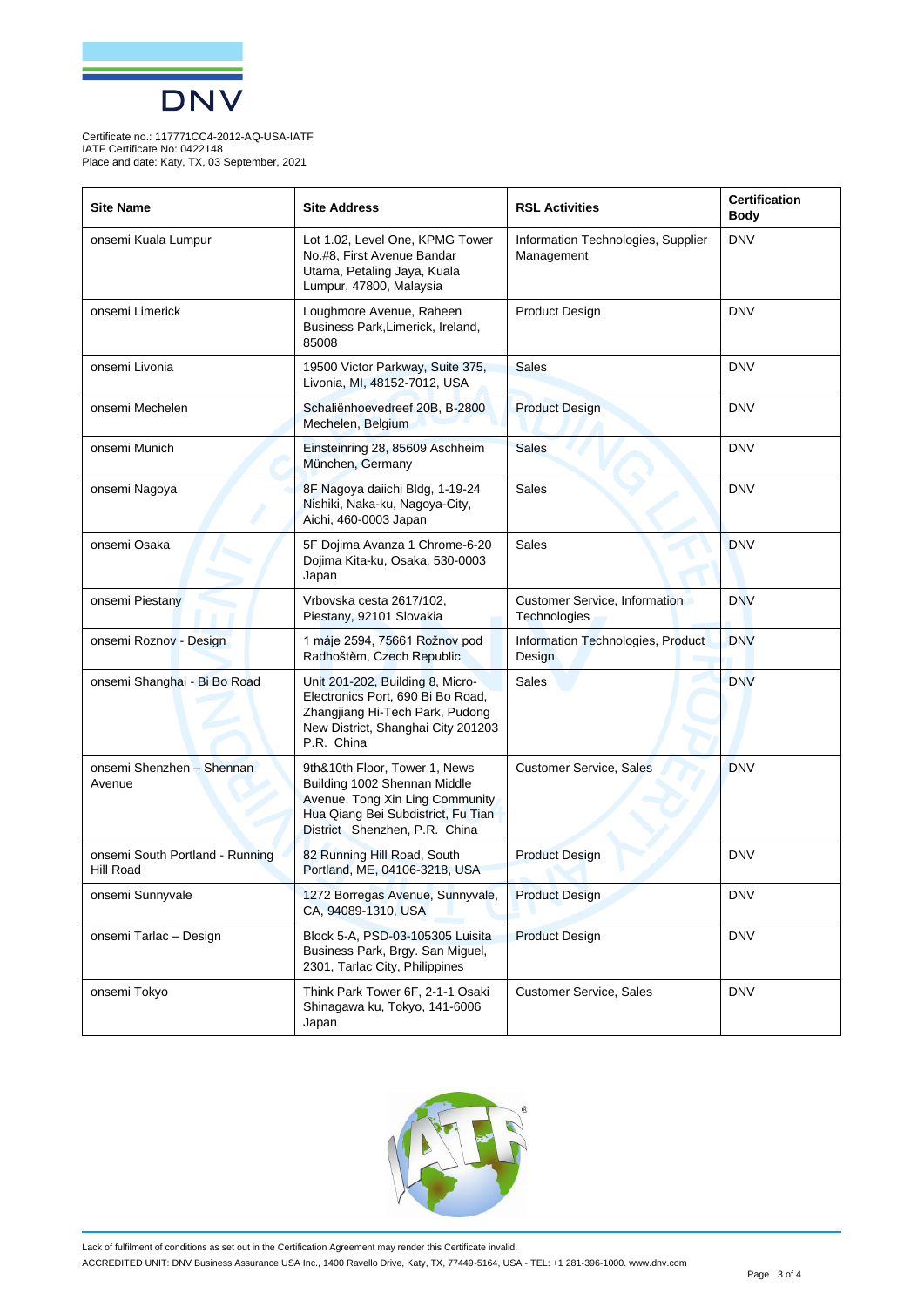Certificate no.: 117771CC4-2012-AQ-USA-IATF
IATF Certificate No: 0422148
Place and date: Katy, TX, 03 September, 2021

| Site Name | Site Address | RSL Activities | Certification Body |
|---|---|---|---|
| onsemi Kuala Lumpur | Lot 1.02, Level One, KPMG Tower No.#8, First Avenue Bandar Utama, Petaling Jaya, Kuala Lumpur, 47800, Malaysia | Information Technologies, Supplier Management | DNV |
| onsemi Limerick | Loughmore Avenue, Raheen Business Park,Limerick, Ireland, 85008 | Product Design | DNV |
| onsemi Livonia | 19500 Victor Parkway, Suite 375, Livonia, MI, 48152-7012, USA | Sales | DNV |
| onsemi Mechelen | Schaliënhoevedreef 20B, B-2800 Mechelen, Belgium | Product Design | DNV |
| onsemi Munich | Einsteinring 28, 85609 Aschheim München, Germany | Sales | DNV |
| onsemi Nagoya | 8F Nagoya daiichi Bldg, 1-19-24 Nishiki, Naka-ku, Nagoya-City, Aichi, 460-0003 Japan | Sales | DNV |
| onsemi Osaka | 5F Dojima Avanza 1 Chrome-6-20 Dojima Kita-ku, Osaka, 530-0003 Japan | Sales | DNV |
| onsemi Piestany | Vrbovska cesta 2617/102, Piestany, 92101 Slovakia | Customer Service, Information Technologies | DNV |
| onsemi Roznov - Design | 1 máje 2594, 75661 Rožnov pod Radhoštěm, Czech Republic | Information Technologies, Product Design | DNV |
| onsemi Shanghai - Bi Bo Road | Unit 201-202, Building 8, Micro-Electronics Port, 690 Bi Bo Road, Zhangjiang Hi-Tech Park, Pudong New District, Shanghai City 201203 P.R. China | Sales | DNV |
| onsemi Shenzhen – Shennan Avenue | 9th&10th Floor, Tower 1, News Building 1002 Shennan Middle Avenue, Tong Xin Ling Community Hua Qiang Bei Subdistrict, Fu Tian District Shenzhen, P.R. China | Customer Service, Sales | DNV |
| onsemi South Portland - Running Hill Road | 82 Running Hill Road, South Portland, ME, 04106-3218, USA | Product Design | DNV |
| onsemi Sunnyvale | 1272 Borregas Avenue, Sunnyvale, CA, 94089-1310, USA | Product Design | DNV |
| onsemi Tarlac – Design | Block 5-A, PSD-03-105305 Luisita Business Park, Brgy. San Miguel, 2301, Tarlac City, Philippines | Product Design | DNV |
| onsemi Tokyo | Think Park Tower 6F, 2-1-1 Osaki Shinagawa ku, Tokyo, 141-6006 Japan | Customer Service, Sales | DNV |

Lack of fulfilment of conditions as set out in the Certification Agreement may render this Certificate invalid.

ACCREDITED UNIT: DNV Business Assurance USA Inc., 1400 Ravello Drive, Katy, TX, 77449-5164, USA - TEL: +1 281-396-1000. www.dnv.com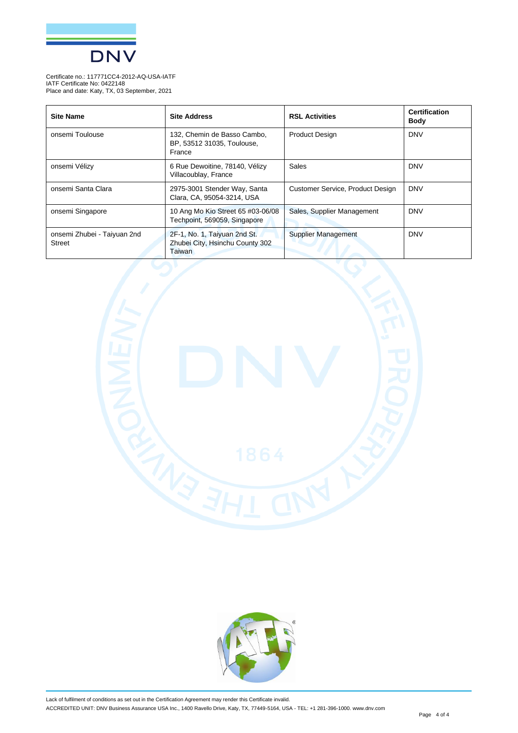Certificate no.: 117771CC4-2012-AQ-USA-IATF
IATF Certificate No: 0422148
Place and date: Katy, TX, 03 September, 2021

| Site Name | Site Address | RSL Activities | Certification Body |
|---|---|---|---|
| onsemi Toulouse | 132, Chemin de Basso Cambo, BP, 53512 31035, Toulouse, France | Product Design | DNV |
| onsemi Vélizy | 6 Rue Dewoitine, 78140, Vélizy Villacoublay, France | Sales | DNV |
| onsemi Santa Clara | 2975-3001 Stender Way, Santa Clara, CA, 95054-3214, USA | Customer Service, Product Design | DNV |
| onsemi Singapore | 10 Ang Mo Kio Street 65 #03-06/08 Techpoint, 569059, Singapore | Sales, Supplier Management | DNV |
| onsemi Zhubei - Taiyuan 2nd Street | 2F-1, No. 1, Taiyuan 2nd St. Zhubei City, Hsinchu County 302 Taiwan | Supplier Management | DNV |

Lack of fulfilment of conditions as set out in the Certification Agreement may render this Certificate invalid.

ACCREDITED UNIT: DNV Business Assurance USA Inc., 1400 Ravello Drive, Katy, TX, 77449-5164, USA - TEL: +1 281-396-1000. www.dnv.com